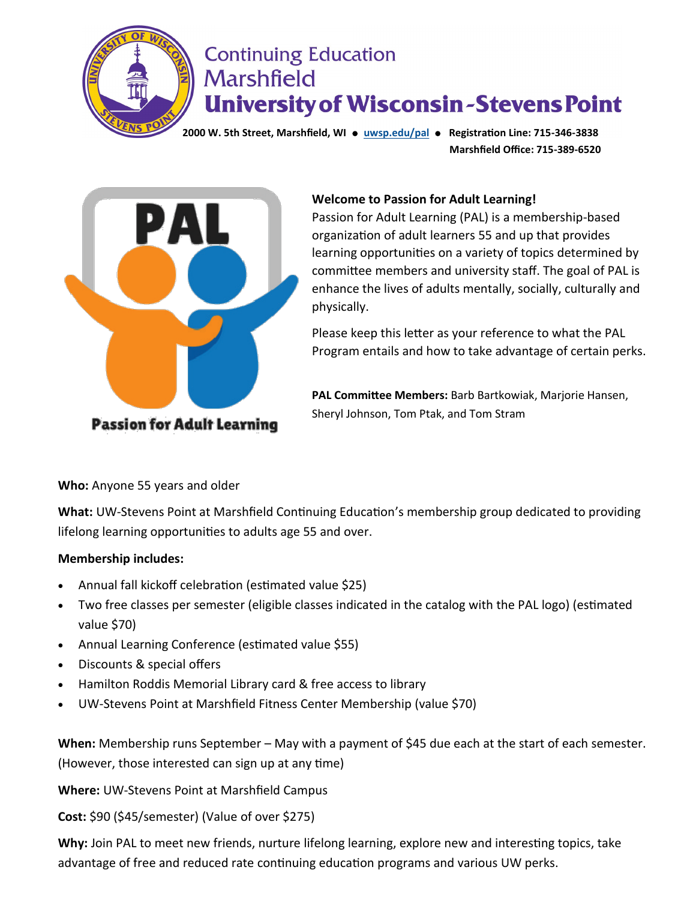# Continuing Education Marshfield
## University of Wisconsin-Stevens Point

**2000 W. 5th Street, Marshfield, WI • uwsp.edu/pal • Registration Line: 715-346-3838**
**Marshfield Office: 715-389-6520**

**Passion for Adult Learning**

**Welcome to Passion for Adult Learning!**

Passion for Adult Learning (PAL) is a membership-based organization of adult learners 55 and up that provides learning opportunities on a variety of topics determined by committee members and university staff. The goal of PAL is enhance the lives of adults mentally, socially, culturally and physically.

Please keep this letter as your reference to what the PAL Program entails and how to take advantage of certain perks.

**PAL Committee Members:** Barb Bartkowiak, Marjorie Hansen, Sheryl Johnson, Tom Ptak, and Tom Stram

**Who:** Anyone 55 years and older

**What:** UW-Stevens Point at Marshfield Continuing Education's membership group dedicated to providing lifelong learning opportunities to adults age 55 and over.

**Membership includes:**

- Annual fall kickoff celebration (estimated value $25)
- Two free classes per semester (eligible classes indicated in the catalog with the PAL logo) (estimated value $70)
- Annual Learning Conference (estimated value $55)
- Discounts & special offers
- Hamilton Roddis Memorial Library card & free access to library
- UW-Stevens Point at Marshfield Fitness Center Membership (value $70)

**When:** Membership runs September – May with a payment of $45 due each at the start of each semester. (However, those interested can sign up at any time)

**Where:** UW-Stevens Point at Marshfield Campus

**Cost:** $90 ($45/semester) (Value of over $275)

**Why:** Join PAL to meet new friends, nurture lifelong learning, explore new and interesting topics, take advantage of free and reduced rate continuing education programs and various UW perks.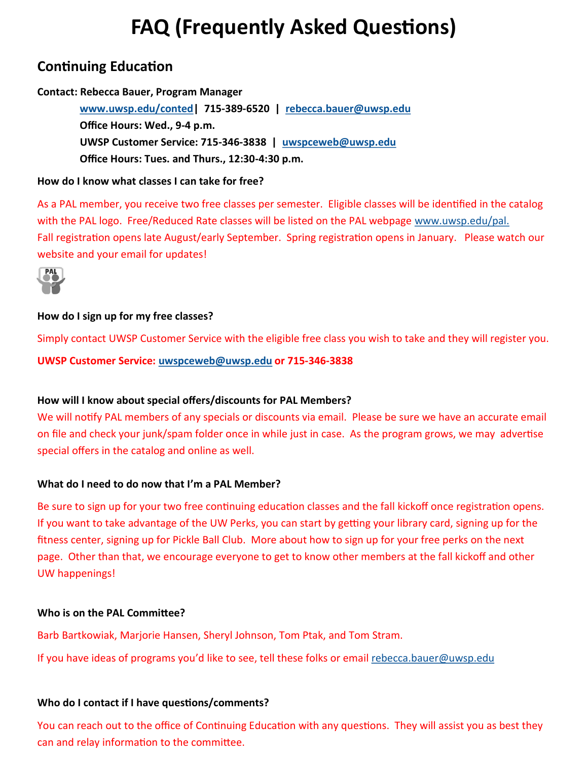# FAQ (Frequently Asked Questions)

## Continuing Education

**Contact: Rebecca Bauer, Program Manager**

**www.uwsp.edu/conted | 715-389-6520 | rebecca.bauer@uwsp.edu**
**Office Hours: Wed., 9-4 p.m.**
**UWSP Customer Service: 715-346-3838 | uwspceweb@uwsp.edu**
**Office Hours: Tues. and Thurs., 12:30-4:30 p.m.**

**How do I know what classes I can take for free?**

As a PAL member, you receive two free classes per semester. Eligible classes will be identified in the catalog with the PAL logo. Free/Reduced Rate classes will be listed on the PAL webpage www.uwsp.edu/pal. Fall registration opens late August/early September. Spring registration opens in January. Please watch our website and your email for updates!

**How do I sign up for my free classes?**

Simply contact UWSP Customer Service with the eligible free class you wish to take and they will register you.

**UWSP Customer Service: uwspceweb@uwsp.edu or 715-346-3838**

**How will I know about special offers/discounts for PAL Members?**

We will notify PAL members of any specials or discounts via email. Please be sure we have an accurate email on file and check your junk/spam folder once in while just in case. As the program grows, we may advertise special offers in the catalog and online as well.

**What do I need to do now that I'm a PAL Member?**

Be sure to sign up for your two free continuing education classes and the fall kickoff once registration opens. If you want to take advantage of the UW Perks, you can start by getting your library card, signing up for the fitness center, signing up for Pickle Ball Club. More about how to sign up for your free perks on the next page. Other than that, we encourage everyone to get to know other members at the fall kickoff and other UW happenings!

**Who is on the PAL Committee?**

Barb Bartkowiak, Marjorie Hansen, Sheryl Johnson, Tom Ptak, and Tom Stram.

If you have ideas of programs you'd like to see, tell these folks or email rebecca.bauer@uwsp.edu

**Who do I contact if I have questions/comments?**

You can reach out to the office of Continuing Education with any questions. They will assist you as best they can and relay information to the committee.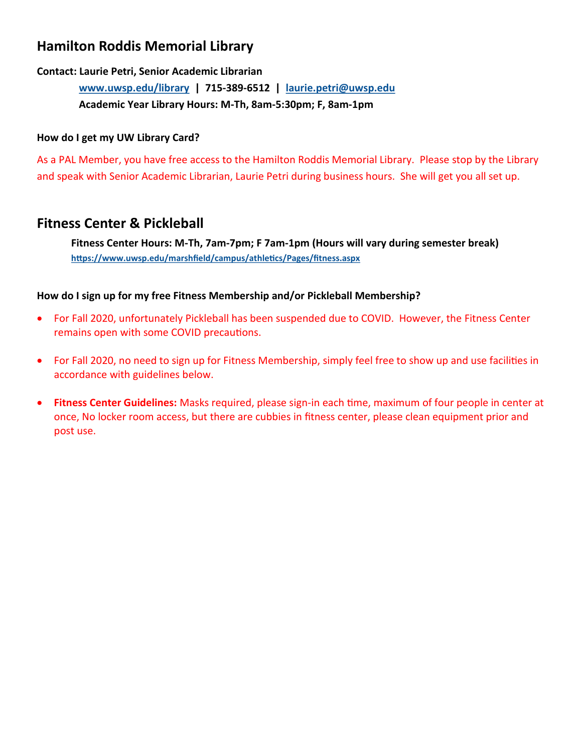## Hamilton Roddis Memorial Library

**Contact: Laurie Petri, Senior Academic Librarian**

**[www.uwsp.edu/library](www.uwsp.edu/library) | 715-389-6512 | [laurie.petri@uwsp.edu](mailto:laurie.petri@uwsp.edu)**

**Academic Year Library Hours: M-Th, 8am-5:30pm; F, 8am-1pm**

**How do I get my UW Library Card?**

As a PAL Member, you have free access to the Hamilton Roddis Memorial Library. Please stop by the Library and speak with Senior Academic Librarian, Laurie Petri during business hours. She will get you all set up.

## Fitness Center & Pickleball

**Fitness Center Hours: M-Th, 7am-7pm; F 7am-1pm (Hours will vary during semester break)**

**[https://www.uwsp.edu/marshfield/campus/athletics/Pages/fitness.aspx](https://www.uwsp.edu/marshfield/campus/athletics/Pages/fitness.aspx)**

**How do I sign up for my free Fitness Membership and/or Pickleball Membership?**

- For Fall 2020, unfortunately Pickleball has been suspended due to COVID. However, the Fitness Center remains open with some COVID precautions.
- For Fall 2020, no need to sign up for Fitness Membership, simply feel free to show up and use facilities in accordance with guidelines below.
- **Fitness Center Guidelines:** Masks required, please sign-in each time, maximum of four people in center at once, No locker room access, but there are cubbies in fitness center, please clean equipment prior and post use.